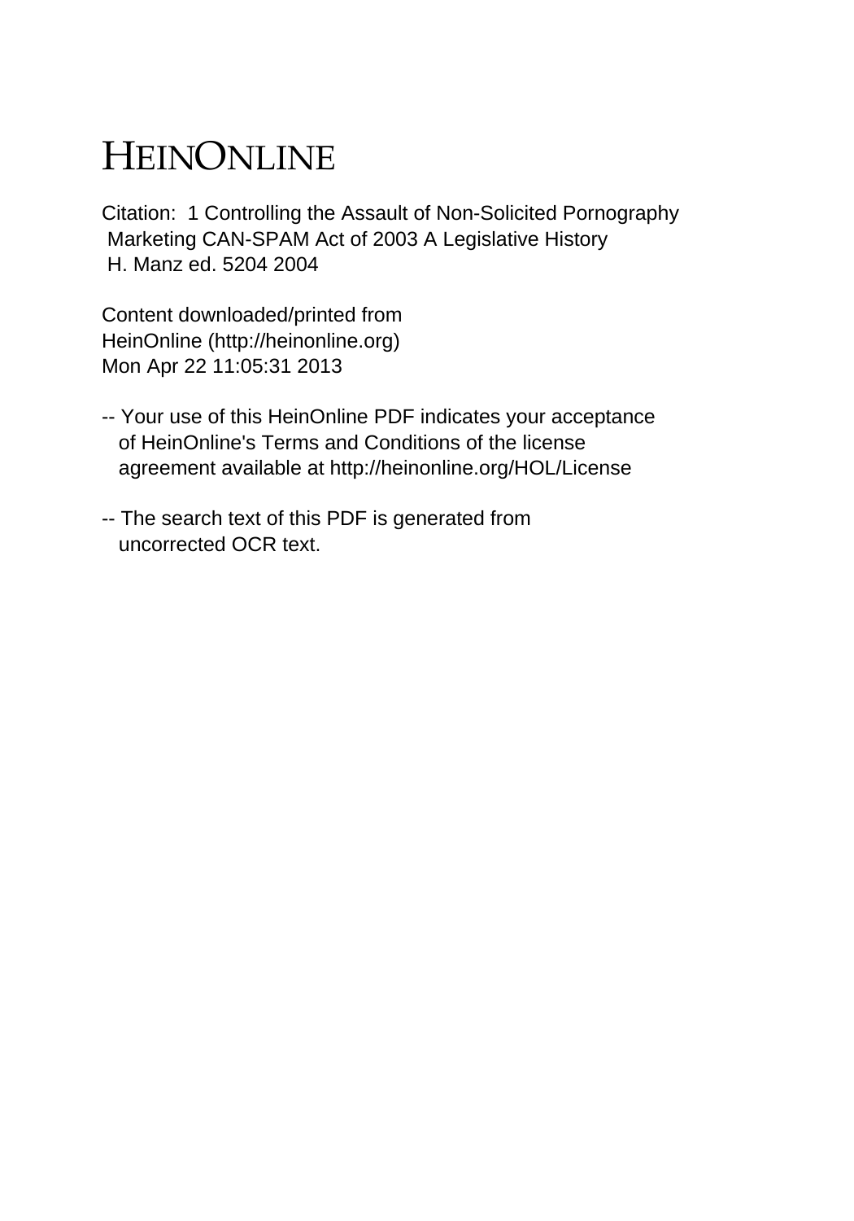# HEINONLINE

Citation: 1 Controlling the Assault of Non-Solicited Pornography Marketing CAN-SPAM Act of 2003 A Legislative History H. Manz ed. 5204 2004

Content downloaded/printed from
HeinOnline (http://heinonline.org)
Mon Apr 22 11:05:31 2013

-- Your use of this HeinOnline PDF indicates your acceptance of HeinOnline's Terms and Conditions of the license agreement available at http://heinonline.org/HOL/License

-- The search text of this PDF is generated from uncorrected OCR text.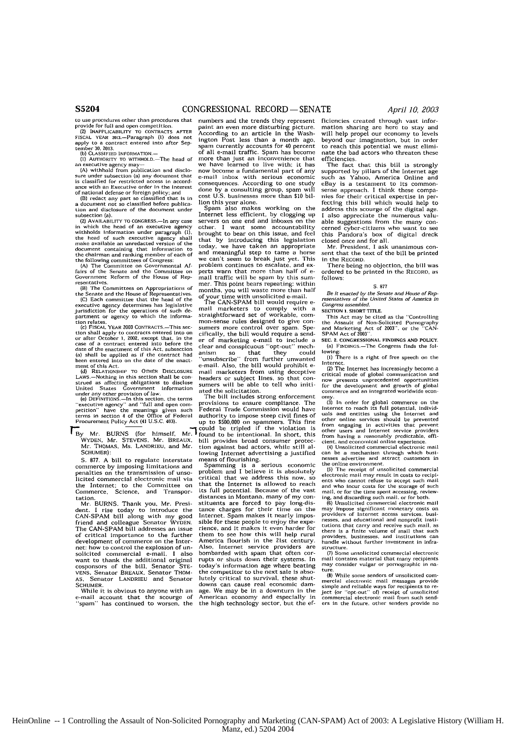to use procedures other than procedures that provide for full and open competition.

(2) INAPPLICABILITY TO CONTRACTS AFTER FISCAL YEAR 2013.—Paragraph (1) does not apply to a contract entered into after September 30, 2013.

(b) CLASSIFIED INFORMATION.—

(1) AUTHORITY TO WITHHOLD.—The head of an executive agency may—

(A) withhold from publication and disclosure under subsection (a) any document that is classified for restricted access in accordance with an Executive order in the interest of national defense or foreign policy; and

(B) redact any part so classified that is in a document not so classified before publication and disclosure of the document under subsection (a).

(2) AVAILABILITY TO CONGRESS.—In any case in which the head of an executive agency withholds information under paragraph (1), the head of such executive agency shall make available an unredacted version of the document containing that information to the chairman and ranking member of each of the following committees of Congress:

(A) The Committee on Governmental Affairs of the Senate and the Committee on Government Reform of the House of Representatives.

(B) The Committees on Appropriations of the Senate and the House of Representatives.

(C) Each committee that the head of the executive agency determines has legislative jurisdiction for the operations of such department or agency to which the information relates.

(c) FISCAL YEAR 2003 CONTRACTS.—This section shall apply to contracts entered into on or after October 1, 2002, except that, in the case of a contract entered into before the date of the enactment of this Act, subsection (a) shall be applied as if the contract had been entered into on the date of the enactment of this Act.

(d) RELATIONSHIP TO OTHER DISCLOSURE LAWS.—Nothing in this section shall be construed as affecting obligations to disclose United States Government information under any other provision of law.

(e) DEFINITIONS.—In this section, the terms "executive agency" and "full and open competition" have the meanings given such terms in section 4 of the Office of Federal Procurement Policy Act (41 U.S.C. 403).

---

By Mr. BURNS (for himself, Mr. WYDEN, Mr. STEVENS, Mr. BREAUX, Mr. THOMAS, Ms. LANDRIEU, and Mr. SCHUMER):

S. 877. A bill to regulate interstate commerce by imposing limitations and penalties on the transmission of unsolicited commercial electronic mail via the Internet; to the Committee on Commerce, Science, and Transportation.

Mr. BURNS. Thank you, Mr. President. I rise today to introduce the CAN-SPAM bill along with my good friend and colleague Senator WYDEN. The CAN-SPAM bill addresses an issue of critical importance to the further development of commerce on the Internet: how to control the explosion of unsolicited commercial e-mail. I also want to thank the additional original cosponsors of the bill, Senator STEVENS, Senator BREAUX, Senator THOMAS, Senator LANDRIEU and Senator SCHUMER.

While it is obvious to anyone with an e-mail account that the scourge of "spam" has continued to worsen, the numbers and the trends they represent paint an even more disturbing picture. According to an article in the Washington Post less than a month ago, spam currently accounts for 40 percent of all e-mail traffic. Spam has become more than just an inconvenience that we have learned to live with; it has now become a fundamental part of any e-mail inbox with serious economic consequences. According to one study done by a consulting group, spam will cost U.S. businesses more than $10 billion this year alone.

Spam also makes working on the Internet less efficient, by clogging up servers on one end and inboxes on the other. I want some accountability brought to bear on this issue, and feel that by introducing this legislation today, we have taken an appropriate and meaningful step to tame a horse we can't seem to break just yet. This problem continues to escalate, and experts warn that more than half of e-mail traffic will be spam by this summer. This point bears repeating: within months, you will waste more than half of your time with unsolicited e-mail.

The CAN-SPAM bill would require e-mail marketers to comply with a straightforward set of workable, common-sense rules designed to give consumers more control over spam. Specifically, the bill would require a sender of marketing e-mail to include a clear and conspicuous "opt-out" mechanism so that they could "unsubscribe" from further unwanted e-mail. Also, the bill would prohibit e-mail marketers from using deceptive headers or subject lines, so that consumers will be able to tell who initiated the solicitation.

The bill includes strong enforcement provisions to ensure compliance. The Federal Trade Commission would have authority to impose steep civil fines of up to $500,000 on spammers. This fine could be tripled if the violation is found to be intentional. In short, this bill provides broad consumer protection against bad actors, while still allowing Internet advertising a justified means of flourishing.

Spamming is a serious economic problem and I believe it is absolutely critical that we address this now, so that the Internet is allowed to reach its full potential. Because of the vast distances in Montana, many of my constituents are forced to pay long-distance charges for their time on the Internet. Spam makes it nearly impossible for these people to enjoy the experience, and it makes it even harder for them to see how this will help rural America flourish in the 21st century. Also, Internet service providers are bombarded with spam that often corrupts or shuts down their systems. In today's information age where beating the competitor to the next sale is absolutely critical to survival, these shutdowns can cause real economic damage. We may be in a downturn in the American economy and especially in the high technology sector, but the efficiencies created through vast information sharing are here to stay and will help propel our economy to levels beyond our imagination, but in order to reach this potential we must eliminate the bad actors who threaten these efficiencies.

The fact that this bill is strongly supported by pillars of the Internet age such as Yahoo, America Online and eBay is a testament to its common-sense approach. I think these companies for their critical expertise in perfecting this bill which would help to address this scourge of the digital age. I also appreciate the numerous valuable suggestions from the many concerned cyber-citizens who want to see this Pandora's box of digital dreck closed once and for all.

Mr. President, I ask unanimous consent that the text of the bill be printed in the RECORD.

There being no objection, the bill was ordered to be printed in the RECORD, as follows:

S. 877

*Be it enacted by the Senate and House of Representatives of the United States of America in Congress assembled,*

**SECTION 1. SHORT TITLE.**

This Act may be cited as the "Controlling the Assault of Non-Solicited Pornography and Marketing Act of 2003", or the "CAN-SPAM Act of 2003".

**SEC. 2. CONGRESSIONAL FINDINGS AND POLICY.**

(a) FINDINGS.—The Congress finds the following:

(1) There is a right of free speech on the Internet.

(2) The Internet has increasingly become a critical mode of global communication and now presents unprecedented opportunities for the development and growth of global commerce and an integrated worldwide economy.

(3) In order for global commerce on the Internet to reach its full potential, individuals and entities using the Internet and other online services should be prevented from engaging in activities that prevent other users and Internet service providers from having a reasonably predictable, efficient, and economical online experience.

(4) Unsolicited commercial electronic mail can be a mechanism through which businesses advertise and attract customers in the online environment.

(5) The receipt of unsolicited commercial electronic mail may result in costs to recipients who cannot refuse to accept such mail and who incur costs for the storage of such mail, or for the time spent accessing, reviewing, and discarding such mail, or for both.

(6) Unsolicited commercial electronic mail may impose significant monetary costs on providers of Internet access services, businesses, and educational and nonprofit institutions that carry and receive such mail, as there is a finite volume of mail that such providers, businesses, and institutions can handle without further investment in infrastructure.

(7) Some unsolicited commercial electronic mail contains material that many recipients may consider vulgar or pornographic in nature.

(8) While some senders of unsolicited commercial electronic mail messages provide simple and reliable ways for recipients to reject (or "opt-out" of) receipt of unsolicited commercial electronic mail from such senders in the future, other senders provide no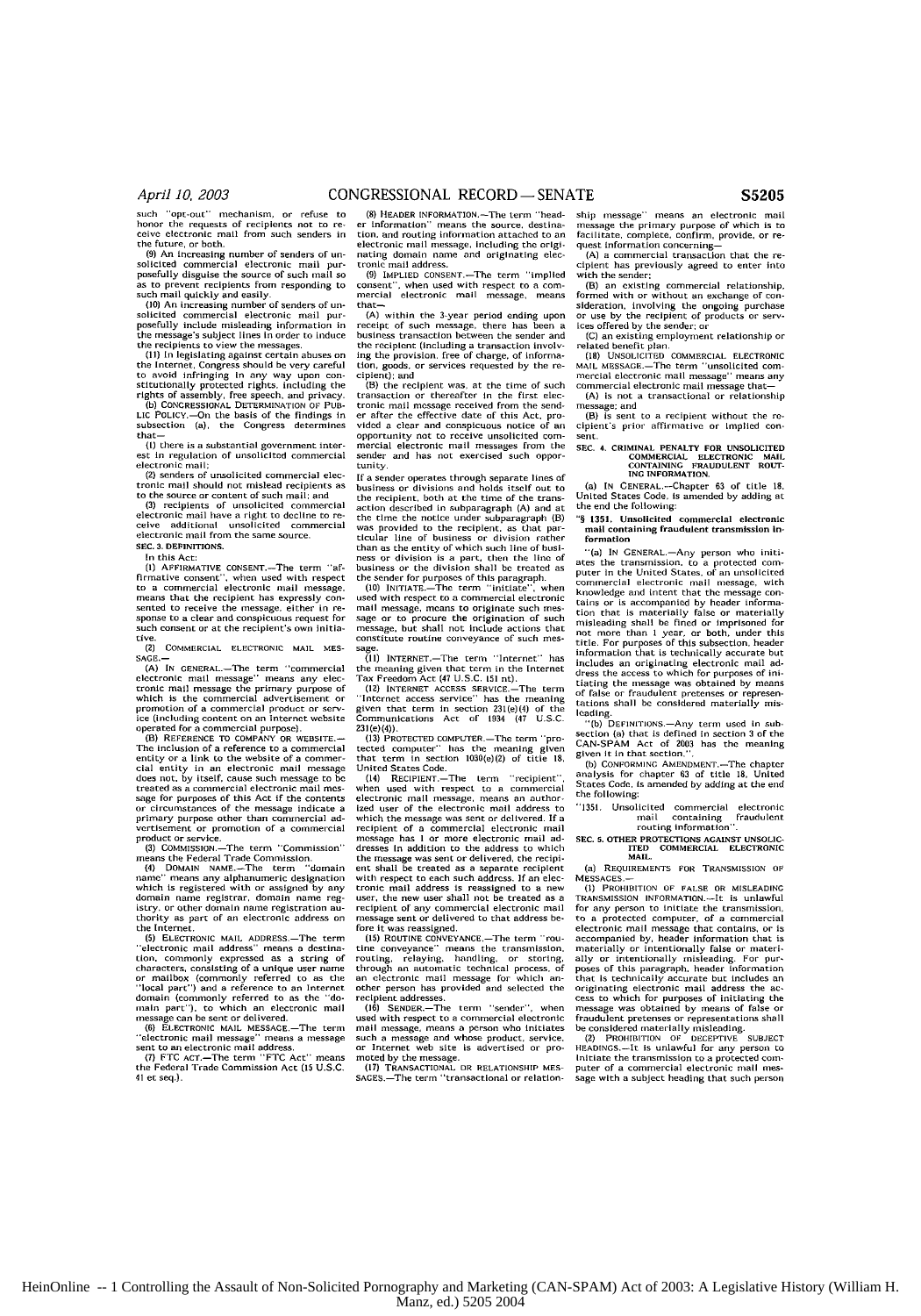such "opt-out" mechanism, or refuse to honor the requests of recipients not to receive electronic mail from such senders in the future, or both.

(9) An increasing number of senders of unsolicited commercial electronic mail purposefully disguise the source of such mail so as to prevent recipients from responding to such mail quickly and easily.

(10) An increasing number of senders of unsolicited commercial electronic mail purposefully include misleading information in the message's subject lines in order to induce the recipients to view the messages.

(11) In legislating against certain abuses on the Internet, Congress should be very careful to avoid infringing in any way upon constitutionally protected rights, including the rights of assembly, free speech, and privacy.

(b) CONGRESSIONAL DETERMINATION OF PUBLIC POLICY.—On the basis of the findings in subsection (a), the Congress determines that—

(1) there is a substantial government interest in regulation of unsolicited commercial electronic mail;

(2) senders of unsolicited commercial electronic mail should not mislead recipients as to the source or content of such mail; and

(3) recipients of unsolicited commercial electronic mail have a right to decline to receive additional unsolicited commercial electronic mail from the same source.

SEC. 3. DEFINITIONS.

In this Act:

(1) AFFIRMATIVE CONSENT.—The term "affirmative consent", when used with respect to a commercial electronic mail message, means that the recipient has expressly consented to receive the message, either in response to a clear and conspicuous request for such consent or at the recipient's own initiative.

(2) COMMERCIAL ELECTRONIC MAIL MESSAGE.—

(A) IN GENERAL.—The term "commercial electronic mail message" means any electronic mail message the primary purpose of which is the commercial advertisement or promotion of a commercial product or service (including content on an Internet website operated for a commercial purpose).

(B) REFERENCE TO COMPANY OR WEBSITE.—The inclusion of a reference to a commercial entity or a link to the website of a commercial entity in an electronic mail message does not, by itself, cause such message to be treated as a commercial electronic mail message for purposes of this Act if the contents or circumstances of the message indicate a primary purpose other than commercial advertisement or promotion of a commercial product or service.

(3) COMMISSION.—The term "Commission" means the Federal Trade Commission.

(4) DOMAIN NAME.—The term "domain name" means any alphanumeric designation which is registered with or assigned by any domain name registrar, domain name registry, or other domain name registration authority as part of an electronic address on the Internet.

(5) ELECTRONIC MAIL ADDRESS.—The term "electronic mail address" means a destination, commonly expressed as a string of characters, consisting of a unique user name or mailbox (commonly referred to as the "local part") and a reference to an Internet domain (commonly referred to as the "domain part"), to which an electronic mail message can be sent or delivered.

(6) ELECTRONIC MAIL MESSAGE.—The term "electronic mail message" means a message sent to an electronic mail address.

(7) FTC ACT.—The term "FTC Act" means the Federal Trade Commission Act (15 U.S.C. 41 et seq.).

(8) HEADER INFORMATION.—The term "header information" means the source, destination, and routing information attached to an electronic mail message, including the originating domain name and originating electronic mail address.

(9) IMPLIED CONSENT.—The term "implied consent", when used with respect to a commercial electronic mail message, means that—

(A) within the 3-year period ending upon receipt of such message, there has been a business transaction between the sender and the recipient (including a transaction involving the provision, free of charge, of information, goods, or services requested by the recipient); and

(B) the recipient was, at the time of such transaction or thereafter in the first electronic mail message received from the sender after the effective date of this Act, provided a clear and conspicuous notice of an opportunity not to receive unsolicited commercial electronic mail messages from the sender and has not exercised such opportunity.

If a sender operates through separate lines of business or divisions and holds itself out to the recipient, both at the time of the transaction described in subparagraph (A) and at the time the notice under subparagraph (B) was provided to the recipient, as that particular line of business or division rather than as the entity of which such line of business or division is a part, then the line of business or the division shall be treated as the sender for purposes of this paragraph.

(10) INITIATE.—The term "initiate", when used with respect to a commercial electronic mail message, means to originate such message or to procure the origination of such message, but shall not include actions that constitute routine conveyance of such message.

(11) INTERNET.—The term "Internet" has the meaning given that term in the Internet Tax Freedom Act (47 U.S.C. 151 nt).

(12) INTERNET ACCESS SERVICE.—The term "Internet access service" has the meaning given that term in section 231(e)(4) of the Communications Act of 1934 (47 U.S.C. 231(e)(4)).

(13) PROTECTED COMPUTER.—The term "protected computer" has the meaning given that term in section 1030(e)(2) of title 18, United States Code.

(14) RECIPIENT.—The term "recipient", when used with respect to a commercial electronic mail message, means an authorized user of the electronic mail address to which the message was sent or delivered. If a recipient of a commercial electronic mail message has 1 or more electronic mail addresses in addition to the address to which the message was sent or delivered, the recipient shall be treated as a separate recipient with respect to each such address. If an electronic mail address is reassigned to a new user, the new user shall not be treated as a recipient of any commercial electronic mail message sent or delivered to that address before it was reassigned.

(15) ROUTINE CONVEYANCE.—The term "routine conveyance" means the transmission, routing, relaying, handling, or storing, through an automatic technical process, of an electronic mail message for which another person has provided and selected the recipient addresses.

(16) SENDER.—The term "sender", when used with respect to a commercial electronic mail message, means a person who initiates such a message and whose product, service, or Internet web site is advertised or promoted by the message.

(17) TRANSACTIONAL OR RELATIONSHIP MESSAGES.—The term "transactional or relationship message" means an electronic mail message the primary purpose of which is to facilitate, complete, confirm, provide, or request information concerning—

(A) a commercial transaction that the recipient has previously agreed to enter into with the sender;

(B) an existing commercial relationship, formed with or without an exchange of consideration, involving the ongoing purchase or use by the recipient of products or services offered by the sender; or

(C) an existing employment relationship or related benefit plan.

(18) UNSOLICITED COMMERCIAL ELECTRONIC MAIL MESSAGE.—The term "unsolicited commercial electronic mail message" means any commercial electronic mail message that—

(A) is not a transactional or relationship message; and

(B) is sent to a recipient without the recipient's prior affirmative or implied consent.

SEC. 4. CRIMINAL PENALTY FOR UNSOLICITED COMMERCIAL ELECTRONIC MAIL CONTAINING FRAUDULENT ROUTING INFORMATION.

(a) IN GENERAL.—Chapter 63 of title 18, United States Code, is amended by adding at the end the following:

**"§ 1351. Unsolicited commercial electronic mail containing fraudulent transmission information**

"(a) IN GENERAL.—Any person who initiates the transmission, to a protected computer in the United States, of an unsolicited commercial electronic mail message, with knowledge and intent that the message contains or is accompanied by header information that is materially false or materially misleading shall be fined or imprisoned for not more than 1 year, or both, under this title. For purposes of this subsection, header information that is technically accurate but includes an originating electronic mail address the access to which for purposes of initiating the message was obtained by means of false or fraudulent pretenses or representations shall be considered materially misleading.

"(b) DEFINITIONS.—Any term used in subsection (a) that is defined in section 3 of the CAN-SPAM Act of 2003 has the meaning given it in that section.".

(b) CONFORMING AMENDMENT.—The chapter analysis for chapter 63 of title 18, United States Code, is amended by adding at the end the following:

"1351. Unsolicited commercial electronic mail containing fraudulent routing information".

SEC. 5. OTHER PROTECTIONS AGAINST UNSOLICITED COMMERCIAL ELECTRONIC MAIL.

(a) REQUIREMENTS FOR TRANSMISSION OF MESSAGES.—

(1) PROHIBITION OF FALSE OR MISLEADING TRANSMISSION INFORMATION.—It is unlawful for any person to initiate the transmission, to a protected computer, of a commercial electronic mail message that contains, or is accompanied by, header information that is materially or intentionally false or materially or intentionally misleading. For purposes of this paragraph, header information that is technically accurate but includes an originating electronic mail address the access to which for purposes of initiating the message was obtained by means of false or fraudulent pretenses or representations shall be considered materially misleading.

(2) PROHIBITION OF DECEPTIVE SUBJECT HEADINGS.—It is unlawful for any person to initiate the transmission to a protected computer of a commercial electronic mail message with a subject heading that such person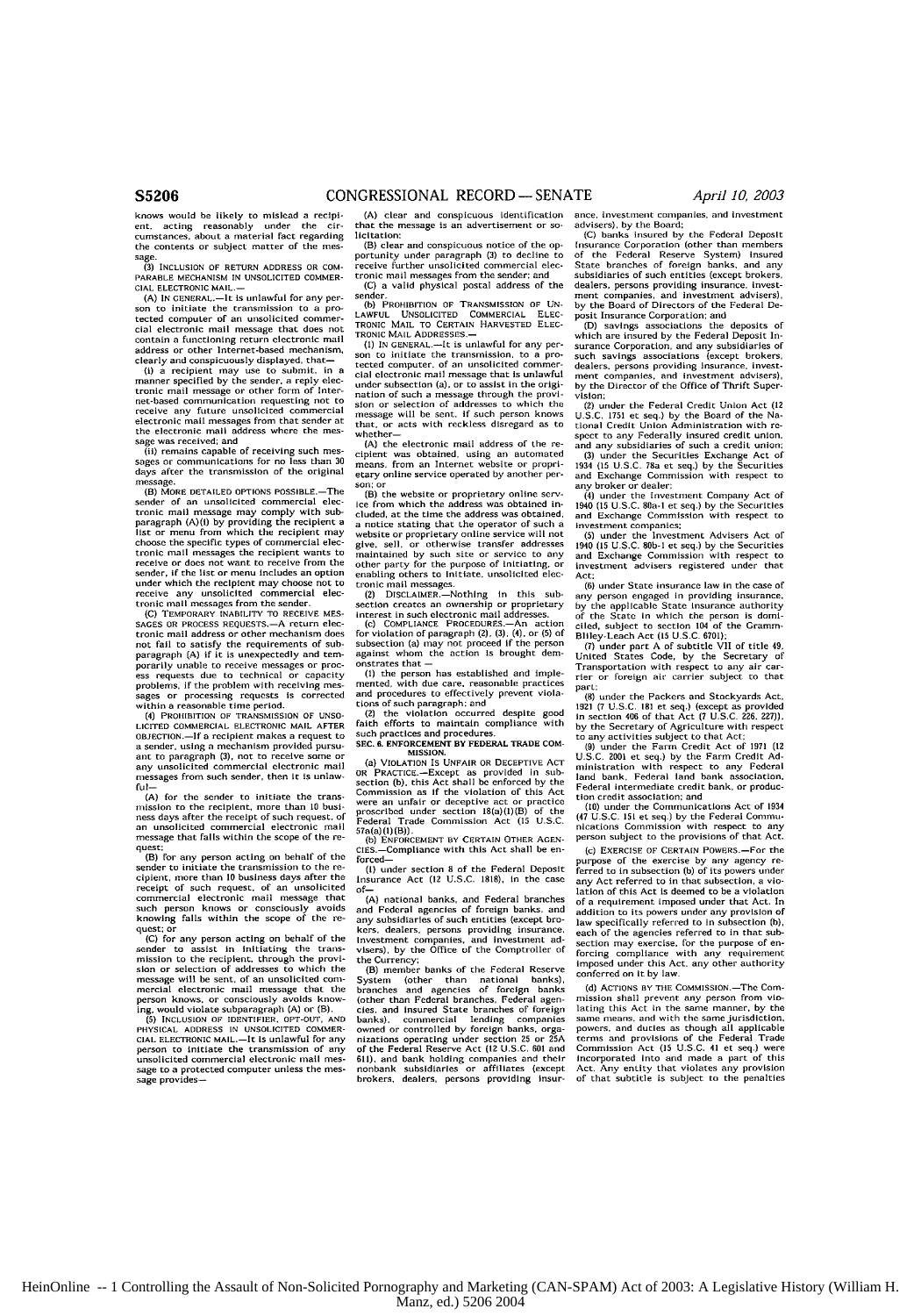knows would be likely to mislead a recipient, acting reasonably under the circumstances, about a material fact regarding the contents or subject matter of the message.

(3) INCLUSION OF RETURN ADDRESS OR COMPARABLE MECHANISM IN UNSOLICITED COMMERCIAL ELECTRONIC MAIL.—

(A) IN GENERAL.—It is unlawful for any person to initiate the transmission to a protected computer of an unsolicited commercial electronic mail message that does not contain a functioning return electronic mail address or other Internet-based mechanism, clearly and conspicuously displayed, that—

(i) a recipient may use to submit, in a manner specified by the sender, a reply electronic mail message or other form of Internet-based communication requesting not to receive any future unsolicited commercial electronic mail messages from that sender at the electronic mail address where the message was received; and

(ii) remains capable of receiving such messages or communications for no less than 30 days after the transmission of the original message.

(B) MORE DETAILED OPTIONS POSSIBLE.—The sender of an unsolicited commercial electronic mail message may comply with subparagraph (A)(i) by providing the recipient a list or menu from which the recipient may choose the specific types of commercial electronic mail messages the recipient wants to receive or does not want to receive from the sender, if the list or menu includes an option under which the recipient may choose not to receive any unsolicited commercial electronic mail messages from the sender.

(C) TEMPORARY INABILITY TO RECEIVE MESSAGES OR PROCESS REQUESTS.—A return electronic mail address or other mechanism does not fail to satisfy the requirements of subparagraph (A) if it is unexpectedly and temporarily unable to receive messages or process requests due to technical or capacity problems, if the problem with receiving messages or processing requests is corrected within a reasonable time period.

(4) PROHIBITION OF TRANSMISSION OF UNSOLICITED COMMERCIAL ELECTRONIC MAIL AFTER OBJECTION.—If a recipient makes a request to a sender, using a mechanism provided pursuant to paragraph (3), not to receive some or any unsolicited commercial electronic mail messages from such sender, then it is unlawful—

(A) for the sender to initiate the transmission to the recipient, more than 10 business days after the receipt of such request, of an unsolicited commercial electronic mail message that falls within the scope of the request;

(B) for any person acting on behalf of the sender to initiate the transmission to the recipient, more than 10 business days after the receipt of such request, of an unsolicited commercial electronic mail message that such person knows or consciously avoids knowing falls within the scope of the request; or

(C) for any person acting on behalf of the sender to assist in initiating the transmission to the recipient, through the provision or selection of addresses to which the message will be sent, of an unsolicited commercial electronic mail message that the person knows, or consciously avoids knowing, would violate subparagraph (A) or (B).

(5) INCLUSION OF IDENTIFIER, OPT-OUT, AND PHYSICAL ADDRESS IN UNSOLICITED COMMERCIAL ELECTRONIC MAIL.—It is unlawful for any person to initiate the transmission of any unsolicited commercial electronic mail message to a protected computer unless the message provides—

(A) clear and conspicuous identification that the message is an advertisement or solicitation;

(B) clear and conspicuous notice of the opportunity under paragraph (3) to decline to receive further unsolicited commercial electronic mail messages from the sender; and

(C) a valid physical postal address of the sender.

(b) PROHIBITION OF TRANSMISSION OF UNLAWFUL UNSOLICITED COMMERCIAL ELECTRONIC MAIL TO CERTAIN HARVESTED ELECTRONIC MAIL ADDRESSES.—

(1) IN GENERAL.—It is unlawful for any person to initiate the transmission, to a protected computer, of an unsolicited commercial electronic mail message that is unlawful under subsection (a), or to assist in the origination of such a message through the provision or selection of addresses to which the message will be sent, if such person knows that, or acts with reckless disregard as to whether—

(A) the electronic mail address of the recipient was obtained, using an automated means, from an Internet website or proprietary online service operated by another person; or

(B) the website or proprietary online service from which the address was obtained included, at the time the address was obtained, a notice stating that the operator of such a website or proprietary online service will not give, sell, or otherwise transfer addresses maintained by such site or service to any other party for the purpose of initiating, or enabling others to initiate, unsolicited electronic mail messages.

(2) DISCLAIMER.—Nothing in this subsection creates an ownership or proprietary interest in such electronic mail addresses.

(c) COMPLIANCE PROCEDURES.—An action for violation of paragraph (2), (3), (4), or (5) of subsection (a) may not proceed if the person against whom the action is brought demonstrates that—

(1) the person has established and implemented, with due care, reasonable practices and procedures to effectively prevent violations of such paragraph; and

(2) the violation occurred despite good faith efforts to maintain compliance with such practices and procedures.

**SEC. 6. ENFORCEMENT BY FEDERAL TRADE COMMISSION.**

(a) VIOLATION IS UNFAIR OR DECEPTIVE ACT OR PRACTICE.—Except as provided in subsection (b), this Act shall be enforced by the Commission as if the violation of this Act were an unfair or deceptive act or practice proscribed under section 18(a)(1)(B) of the Federal Trade Commission Act (15 U.S.C. 57a(a)(1)(B)).

(b) ENFORCEMENT BY CERTAIN OTHER AGENCIES.—Compliance with this Act shall be enforced—

(1) under section 8 of the Federal Deposit Insurance Act (12 U.S.C. 1818), in the case of—

(A) national banks, and Federal branches and Federal agencies of foreign banks, and any subsidiaries of such entities (except brokers, dealers, persons providing insurance, investment companies, and investment advisers), by the Office of the Comptroller of the Currency;

(B) member banks of the Federal Reserve System (other than national banks), branches and agencies of foreign banks (other than Federal branches, Federal agencies, and insured State branches of foreign banks), commercial lending companies owned or controlled by foreign banks, organizations operating under section 25 or 25A of the Federal Reserve Act (12 U.S.C. 601 and 611), and bank holding companies and their nonbank subsidiaries or affiliates (except brokers, dealers, persons providing insurance, investment companies, and investment advisers), by the Board;

(C) banks insured by the Federal Deposit Insurance Corporation (other than members of the Federal Reserve System) insured State branches of foreign banks, and any subsidiaries of such entities (except brokers, dealers, persons providing insurance, investment companies, and investment advisers), by the Board of Directors of the Federal Deposit Insurance Corporation; and

(D) savings associations the deposits of which are insured by the Federal Deposit Insurance Corporation, and any subsidiaries of such savings associations (except brokers, dealers, persons providing insurance, investment companies, and investment advisers), by the Director of the Office of Thrift Supervision;

(2) under the Federal Credit Union Act (12 U.S.C. 1751 et seq.) by the Board of the National Credit Union Administration with respect to any Federally insured credit union, and any subsidiaries of such a credit union;

(3) under the Securities Exchange Act of 1934 (15 U.S.C. 78a et seq.) by the Securities and Exchange Commission with respect to any broker or dealer;

(4) under the Investment Company Act of 1940 (15 U.S.C. 80a-1 et seq.) by the Securities and Exchange Commission with respect to investment companies;

(5) under the Investment Advisers Act of 1940 (15 U.S.C. 80b-1 et seq.) by the Securities and Exchange Commission with respect to investment advisers registered under that Act;

(6) under State insurance law in the case of any person engaged in providing insurance, by the applicable State insurance authority of the State in which the person is domiciled, subject to section 104 of the Gramm-Bliley-Leach Act (15 U.S.C. 6701);

(7) under part A of subtitle VII of title 49, United States Code, by the Secretary of Transportation with respect to any air carrier or foreign air carrier subject to that part;

(8) under the Packers and Stockyards Act, 1921 (7 U.S.C. 181 et seq.) (except as provided in section 406 of that Act (7 U.S.C. 226, 227)), by the Secretary of Agriculture with respect to any activities subject to that Act;

(9) under the Farm Credit Act of 1971 (12 U.S.C. 2001 et seq.) by the Farm Credit Administration with respect to any Federal land bank, Federal land bank association, Federal intermediate credit bank, or production credit association; and

(10) under the Communications Act of 1934 (47 U.S.C. 151 et seq.) by the Federal Communications Commission with respect to any person subject to the provisions of that Act.

(c) EXERCISE OF CERTAIN POWERS.—For the purpose of the exercise by any agency referred to in subsection (b) of its powers under any Act referred to in that subsection, a violation of this Act is deemed to be a violation of a requirement imposed under that Act. In addition to its powers under any provision of law specifically referred to in subsection (b), each of the agencies referred to in that subsection may exercise, for the purpose of enforcing compliance with any requirement imposed under this Act, any other authority conferred on it by law.

(d) ACTIONS BY THE COMMISSION.—The Commission shall prevent any person from violating this Act in the same manner, by the same means, and with the same jurisdiction, powers, and duties as though all applicable terms and provisions of the Federal Trade Commission Act (15 U.S.C. 41 et seq.) were incorporated into and made a part of this Act. Any entity that violates any provision of that subtitle is subject to the penalties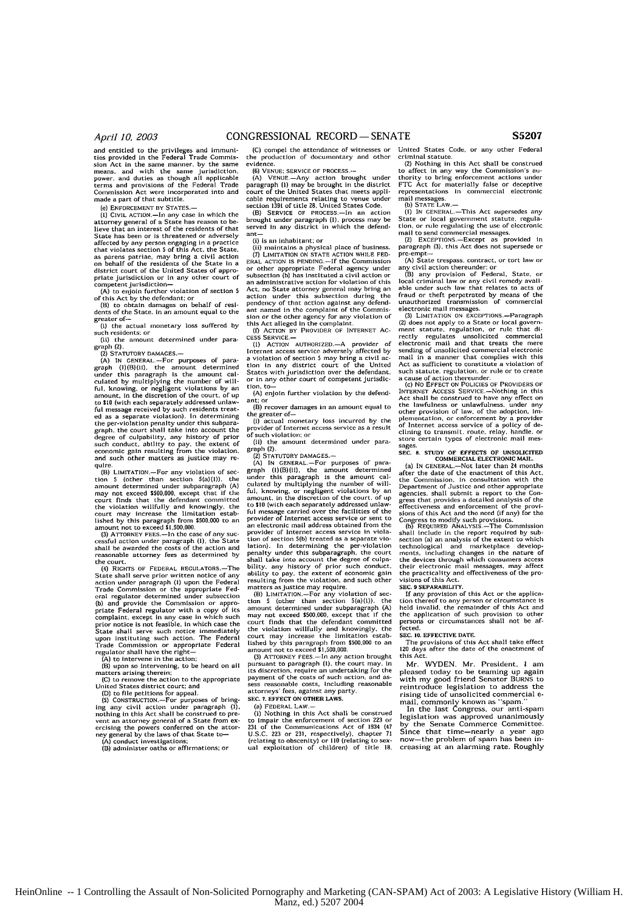and entitled to the privileges and immunities provided in the Federal Trade Commission Act in the same manner, by the same means, and with the same jurisdiction, power, and duties as though all applicable terms and provisions of the Federal Trade Commission Act were incorporated into and made a part of that subtitle.

(e) ENFORCEMENT BY STATES.—

(1) CIVIL ACTION.—In any case in which the attorney general of a State has reason to believe that an interest of the residents of that State has been or is threatened or adversely affected by any person engaging in a practice that violates section 5 of this Act, the State, as parens patriae, may bring a civil action on behalf of the residents of the State in a district court of the United States of appropriate jurisdiction or in any other court of competent jurisdiction—

(A) to enjoin further violation of section 5 of this Act by the defendant; or

(B) to obtain damages on behalf of residents of the State, in an amount equal to the greater of—

(i) the actual monetary loss suffered by such residents; or

(ii) the amount determined under paragraph (2).

(2) STATUTORY DAMAGES.—

(A) IN GENERAL.—For purposes of paragraph (1)(B)(ii), the amount determined under this paragraph is the amount calculated by multiplying the number of willful, knowing, or negligent violations by an amount, in the discretion of the court, of up to $10 (with each separately addressed unlawful message received by such residents treated as a separate violation). In determining the per-violation penalty under this subparagraph, the court shall take into account the degree of culpability, any history of prior such conduct, ability to pay, the extent of economic gain resulting from the violation, and such other matters as justice may require.

(B) LIMITATION.—For any violation of section 5 (other than section 5(a)(1)), the amount determined under subparagraph (A) may not exceed $500,000, except that if the court finds that the defendant committed the violation willfully and knowingly, the court may increase the limitation established by this paragraph from $500,000 to an amount not to exceed $1,500,000.

(3) ATTORNEY FEES.—In the case of any successful action under paragraph (1), the State shall be awarded the costs of the action and reasonable attorney fees as determined by the court.

(4) RIGHTS OF FEDERAL REGULATORS.—The State shall serve prior written notice of any action under paragraph (1) upon the Federal Trade Commission or the appropriate Federal regulator determined under subsection (b) and provide the Commission or appropriate Federal regulator with a copy of its complaint, except in any case in which such prior notice is not feasible, in which case the State shall serve such notice immediately upon instituting such action. The Federal Trade Commission or appropriate Federal regulator shall have the right—

(A) to intervene in the action;

(B) upon so intervening, to be heard on all matters arising therein;

(C) to remove the action to the appropriate United States district court; and

(D) to file petitions for appeal.

(5) CONSTRUCTION.—For purposes of bringing any civil action under paragraph (1), nothing in this Act shall be construed to prevent an attorney general of a State from exercising the powers conferred on the attorney general by the laws of that State to—

(A) conduct investigations;

(B) administer oaths or affirmations; or

(C) compel the attendance of witnesses or the production of documentary and other evidence.

(6) VENUE; SERVICE OF PROCESS.—

(A) VENUE.—Any action brought under paragraph (1) may be brought in the district court of the United States that meets applicable requirements relating to venue under section 1391 of title 28, United States Code.

(B) SERVICE OF PROCESS.—In an action brought under paragraph (1), process may be served in any district in which the defendant—

(i) is an inhabitant; or

(ii) maintains a physical place of business.

(7) LIMITATION ON STATE ACTION WHILE FEDERAL ACTION IS PENDING.—If the Commission or other appropriate Federal agency under subsection (b) has instituted a civil action or an administrative action for violation of this Act, no State attorney general may bring an action under this subsection during the pendency of that action against any defendant named in the complaint of the Commission or the other agency for any violation of this Act alleged in the complaint.

(f) ACTION BY PROVIDER OF INTERNET ACCESS SERVICE.—

(1) ACTION AUTHORIZED.—A provider of Internet access service adversely affected by a violation of section 5 may bring a civil action in any district court of the United States with jurisdiction over the defendant, or in any other court of competent jurisdiction, to—

(A) enjoin further violation by the defendant; or

(B) recover damages in an amount equal to the greater of—

(i) actual monetary loss incurred by the provider of Internet access service as a result of such violation; or

(ii) the amount determined under paragraph (2).

(2) STATUTORY DAMAGES.—

(A) IN GENERAL.—For purposes of paragraph (1)(B)(ii), the amount determined under this paragraph is the amount calculated by multiplying the number of willful, knowing, or negligent violations by an amount, in the discretion of the court, of up to $10 (with each separately addressed unlawful message carried over the facilities of the provider of Internet access service or sent to an electronic mail address obtained from the provider of Internet access service in violation of section 5(b) treated as a separate violation). In determining the per-violation penalty under this subparagraph, the court shall take into account the degree of culpability, any history of prior such conduct, ability to pay, the extent of economic gain resulting from the violation, and such other matters as justice may require.

(B) LIMITATION.—For any violation of section 5 (other than section 5(a)(1)), the amount determined under subparagraph (A) may not exceed $500,000, except that if the court finds that the defendant committed the violation willfully and knowingly, the court may increase the limitation established by this paragraph from $500,000 to an amount not to exceed $1,500,000.

(3) ATTORNEY FEES.—In any action brought pursuant to paragraph (1), the court may, in its discretion, require an undertaking for the payment of the costs of such action, and assess reasonable costs, including reasonable attorneys' fees, against any party.

## SEC. 7. EFFECT ON OTHER LAWS.

(a) FEDERAL LAW.—

(1) Nothing in this Act shall be construed to impair the enforcement of section 223 or 231 of the Communications Act of 1934 (47 U.S.C. 223 or 231, respectively), chapter 71 (relating to obscenity) or 110 (relating to sexual exploitation of children) of title 18, United States Code, or any other Federal criminal statute.

(2) Nothing in this Act shall be construed to affect in any way the Commission's authority to bring enforcement actions under FTC Act for materially false or deceptive representations in commercial electronic mail messages.

(b) STATE LAW.—

(1) IN GENERAL.—This Act supersedes any State or local government statute, regulation, or rule regulating the use of electronic mail to send commercial messages.

(2) EXCEPTIONS.—Except as provided in paragraph (3), this Act does not supersede or pre-empt—

(A) State trespass, contract, or tort law or any civil action thereunder; or

(B) any provision of Federal, State, or local criminal law or any civil remedy available under such law that relates to acts of fraud or theft perpetrated by means of the unauthorized transmission of commercial electronic mail messages.

(3) LIMITATION ON EXCEPTIONS.—Paragraph (2) does not apply to a State or local government statute, regulation, or rule that directly regulates unsolicited commercial electronic mail and that treats the mere sending of unsolicited commercial electronic mail in a manner that complies with this Act as sufficient to constitute a violation of such statute, regulation, or rule or to create a cause of action thereunder.

(c) NO EFFECT ON POLICIES OF PROVIDERS OF INTERNET ACCESS SERVICE.—Nothing in this Act shall be construed to have any effect on the lawfulness or unlawfulness, under any other provision of law, of the adoption, implementation, or enforcement by a provider of Internet access service of a policy of declining to transmit, route, relay, handle, or store certain types of electronic mail messages.

## SEC. 8. STUDY OF EFFECTS OF UNSOLICITED COMMERCIAL ELECTRONIC MAIL.

(a) IN GENERAL.—Not later than 24 months after the date of the enactment of this Act, the Commission, in consultation with the Department of Justice and other appropriate agencies, shall submit a report to the Congress that provides a detailed analysis of the effectiveness and enforcement of the provisions of this Act and the need (if any) for the Congress to modify such provisions.

(b) REQUIRED ANALYSIS.—The Commission shall include in the report required by subsection (a) an analysis of the extent to which technological and marketplace developments, including changes in the nature of the devices through which consumers access their electronic mail messages, may affect the practicality and effectiveness of the provisions of this Act.

## SEC. 9 SEPARABILITY.

If any provision of this Act or the application thereof to any person or circumstance is held invalid, the remainder of this Act and the application of such provision to other persons or circumstances shall not be affected.

## SEC. 10. EFFECTIVE DATE.

The provisions of this Act shall take effect 120 days after the date of the enactment of this Act.

Mr. WYDEN. Mr. President, I am pleased today to be teaming up again with my good friend Senator BURNS to reintroduce legislation to address the rising tide of unsolicited commercial e-mail, commonly known as "spam."

In the last Congress, our anti-spam legislation was approved unanimously by the Senate Commerce Committee. Since that time—nearly a year ago now—the problem of spam has been increasing at an alarming rate. Roughly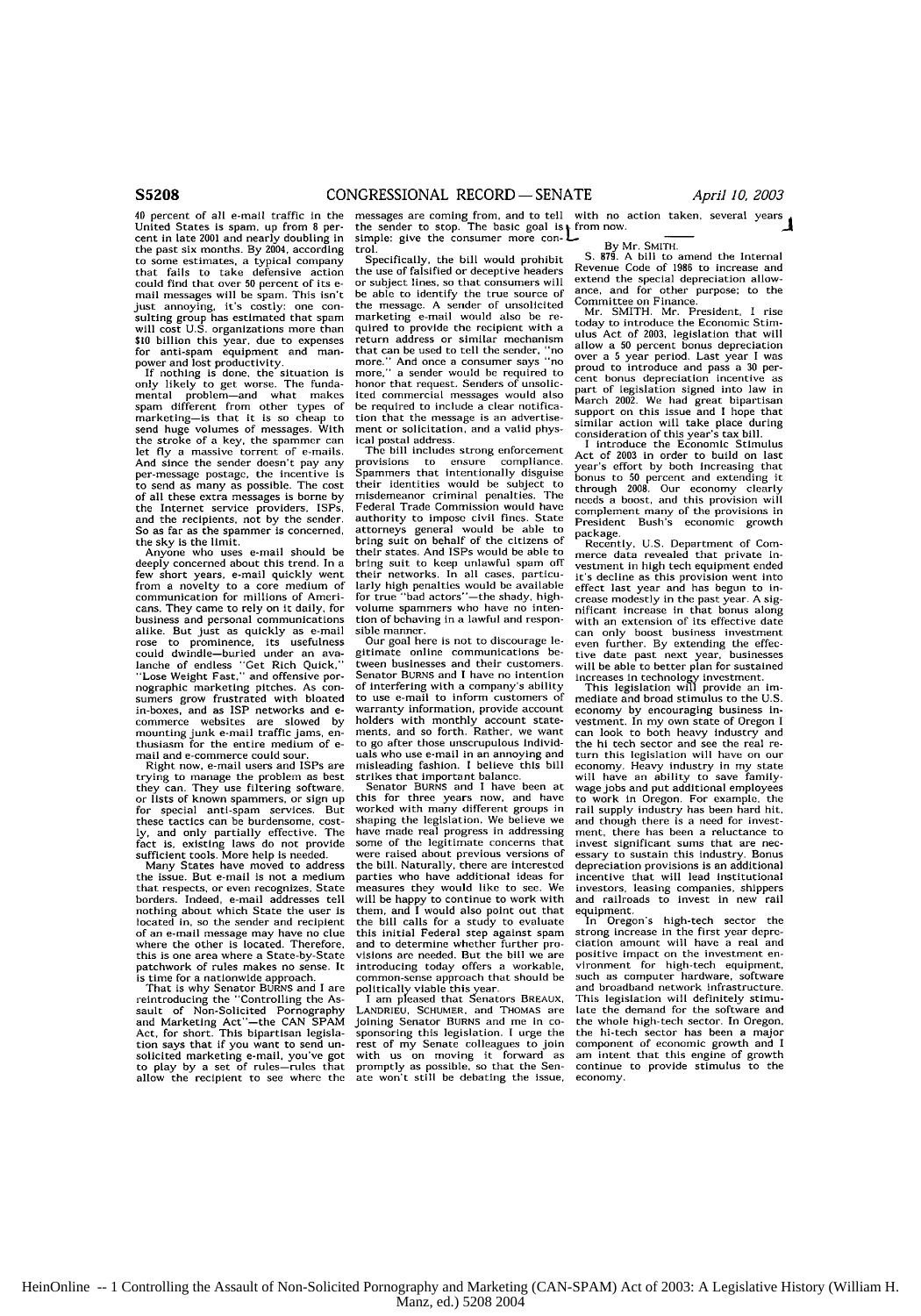40 percent of all e-mail traffic in the United States is spam, up from 8 percent in late 2001 and nearly doubling in the past six months. By 2004, according to some estimates, a typical company that fails to take defensive action could find that over 50 percent of its e-mail messages will be spam. This isn't just annoying, it's costly: one consulting group has estimated that spam will cost U.S. organizations more than $10 billion this year, due to expenses for anti-spam equipment and manpower and lost productivity.

If nothing is done, the situation is only likely to get worse. The fundamental problem—and what makes spam different from other types of marketing—is that it is so cheap to send huge volumes of messages. With the stroke of a key, the spammer can let fly a massive torrent of e-mails. And since the sender doesn't pay any per-message postage, the incentive is to send as many as possible. The cost of all these extra messages is borne by the Internet service providers, ISPs, and the recipients, not by the sender. So as far as the spammer is concerned, the sky is the limit.

Anyone who uses e-mail should be deeply concerned about this trend. In a few short years, e-mail quickly went from a novelty to a core medium of communication for millions of Americans. They came to rely on it daily, for business and personal communications alike. But just as quickly as e-mail rose to prominence, its usefulness could dwindle—buried under an avalanche of endless "Get Rich Quick," "Lose Weight Fast," and offensive pornographic marketing pitches. As consumers grow frustrated with bloated in-boxes, and as ISP networks and e-commerce websites are slowed by mounting junk e-mail traffic jams, enthusiasm for the entire medium of e-mail and e-commerce could sour.

Right now, e-mail users and ISPs are trying to manage the problem as best they can. They use filtering software, or lists of known spammers, or sign up for special anti-spam services. But these tactics can be burdensome, costly, and only partially effective. The fact is, existing laws do not provide sufficient tools. More help is needed.

Many States have moved to address the issue. But e-mail is not a medium that respects, or even recognizes, State borders. Indeed, e-mail addresses tell nothing about which State the user is located in, so the sender and recipient of an e-mail message may have no clue where the other is located. Therefore, this is one area where a State-by-State patchwork of rules makes no sense. It is time for a nationwide approach.

That is why Senator BURNS and I are reintroducing the "Controlling the Assault of Non-Solicited Pornography and Marketing Act"—the CAN SPAM Act, for short. This bipartisan legislation says that if you want to send unsolicited marketing e-mail, you've got to play by a set of rules—rules that allow the recipient to see where the messages are coming from, and to tell the sender to stop. The basic goal is simple: give the consumer more control.

Specifically, the bill would prohibit the use of falsified or deceptive headers or subject lines, so that consumers will be able to identify the true source of the message. A sender of unsolicited marketing e-mail would also be required to provide the recipient with a return address or similar mechanism that can be used to tell the sender, "no more." And once a consumer says "no more," a sender would be required to honor that request. Senders of unsolicited commercial messages would also be required to include a clear notification that the message is an advertisement or solicitation, and a valid physical postal address.

The bill includes strong enforcement provisions to ensure compliance. Spammers that intentionally disguise their identities would be subject to misdemeanor criminal penalties. The Federal Trade Commission would have authority to impose civil fines. State attorneys general would be able to bring suit on behalf of the citizens of their states. And ISPs would be able to bring suit to keep unlawful spam off their networks. In all cases, particularly high penalties would be available for true "bad actors"—the shady, high-volume spammers who have no intention of behaving in a lawful and responsible manner.

Our goal here is not to discourage legitimate online communications between businesses and their customers. Senator BURNS and I have no intention of interfering with a company's ability to use e-mail to inform customers of warranty information, provide account holders with monthly account statements, and so forth. Rather, we want to go after those unscrupulous individuals who use e-mail in an annoying and misleading fashion. I believe this bill strikes that important balance.

Senator BURNS and I have been at this for three years now, and have worked with many different groups in shaping the legislation. We believe we have made real progress in addressing some of the legitimate concerns that were raised about previous versions of the bill. Naturally, there are interested parties who have additional ideas for measures they would like to see. We will be happy to continue to work with them, and I would also point out that the bill calls for a study to evaluate this initial Federal step against spam and to determine whether further provisions are needed. But the bill we are introducing today offers a workable, common-sense approach that should be politically viable this year.

I am pleased that Senators BREAUX, LANDRIEU, SCHUMER, and THOMAS are joining Senator BURNS and me in cosponsoring this legislation. I urge the rest of my Senate colleagues to join with us on moving it forward as promptly as possible, so that the Senate won't still be debating the issue, with no action taken, several years from now.

---

By Mr. SMITH.

S. 879. A bill to amend the Internal Revenue Code of 1986 to increase and extend the special depreciation allowance, and for other purpose; to the Committee on Finance.

Mr. SMITH. Mr. President, I rise today to introduce the Economic Stimulus Act of 2003, legislation that will allow a 50 percent bonus depreciation over a 5 year period. Last year I was proud to introduce and pass a 30 percent bonus depreciation incentive as part of legislation signed into law in March 2002. We had great bipartisan support on this issue and I hope that similar action will take place during consideration of this year's tax bill.

I introduce the Economic Stimulus Act of 2003 in order to build on last year's effort by both increasing that bonus to 50 percent and extending it through 2008. Our economy clearly needs a boost, and this provision will complement many of the provisions in President Bush's economic growth package.

Recently, U.S. Department of Commerce data revealed that private investment in high tech equipment ended it's decline as this provision went into effect last year and has begun to increase modestly in the past year. A significant increase in that bonus along with an extension of its effective date can only boost business investment even further. By extending the effective date past next year, businesses will be able to better plan for sustained increases in technology investment.

This legislation will provide an immediate and broad stimulus to the U.S. economy by encouraging business investment. In my own state of Oregon I can look to both heavy industry and the hi tech sector and see the real return this legislation will have on our economy. Heavy industry in my state will have an ability to save family-wage jobs and put additional employees to work in Oregon. For example, the rail supply industry has been hard hit, and though there is a need for investment, there has been a reluctance to invest significant sums that are necessary to sustain this industry. Bonus depreciation provisions is an additional incentive that will lead institutional investors, leasing companies, shippers and railroads to invest in new rail equipment.

In Oregon's high-tech sector the strong increase in the first year depreciation amount will have a real and positive impact on the investment environment for high-tech equipment, such as computer hardware, software and broadband network infrastructure. This legislation will definitely stimulate the demand for the software and the whole high-tech sector. In Oregon, the hi-tech sector has been a major component of economic growth and I am intent that this engine of growth continue to provide stimulus to the economy.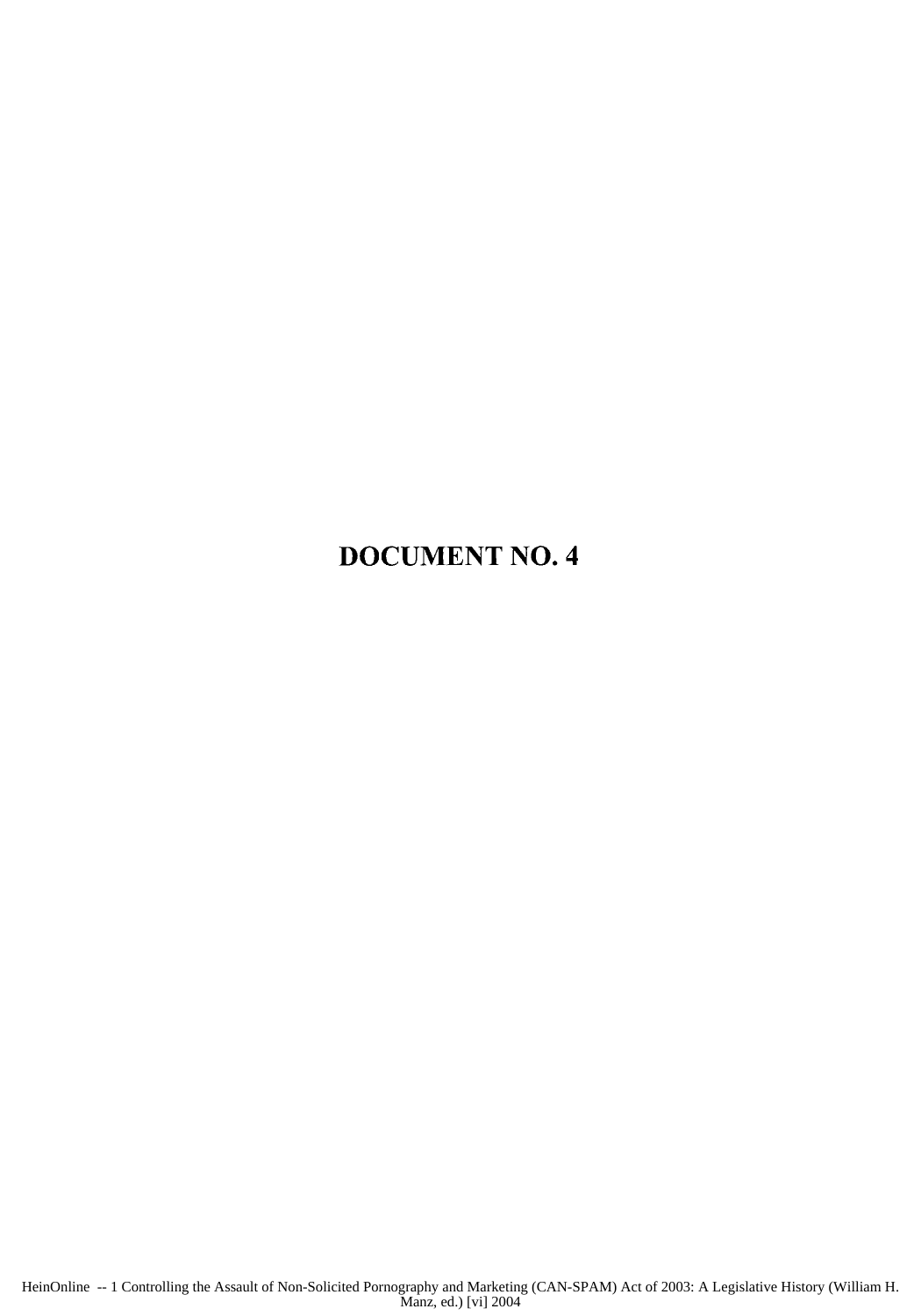# DOCUMENT NO. 4